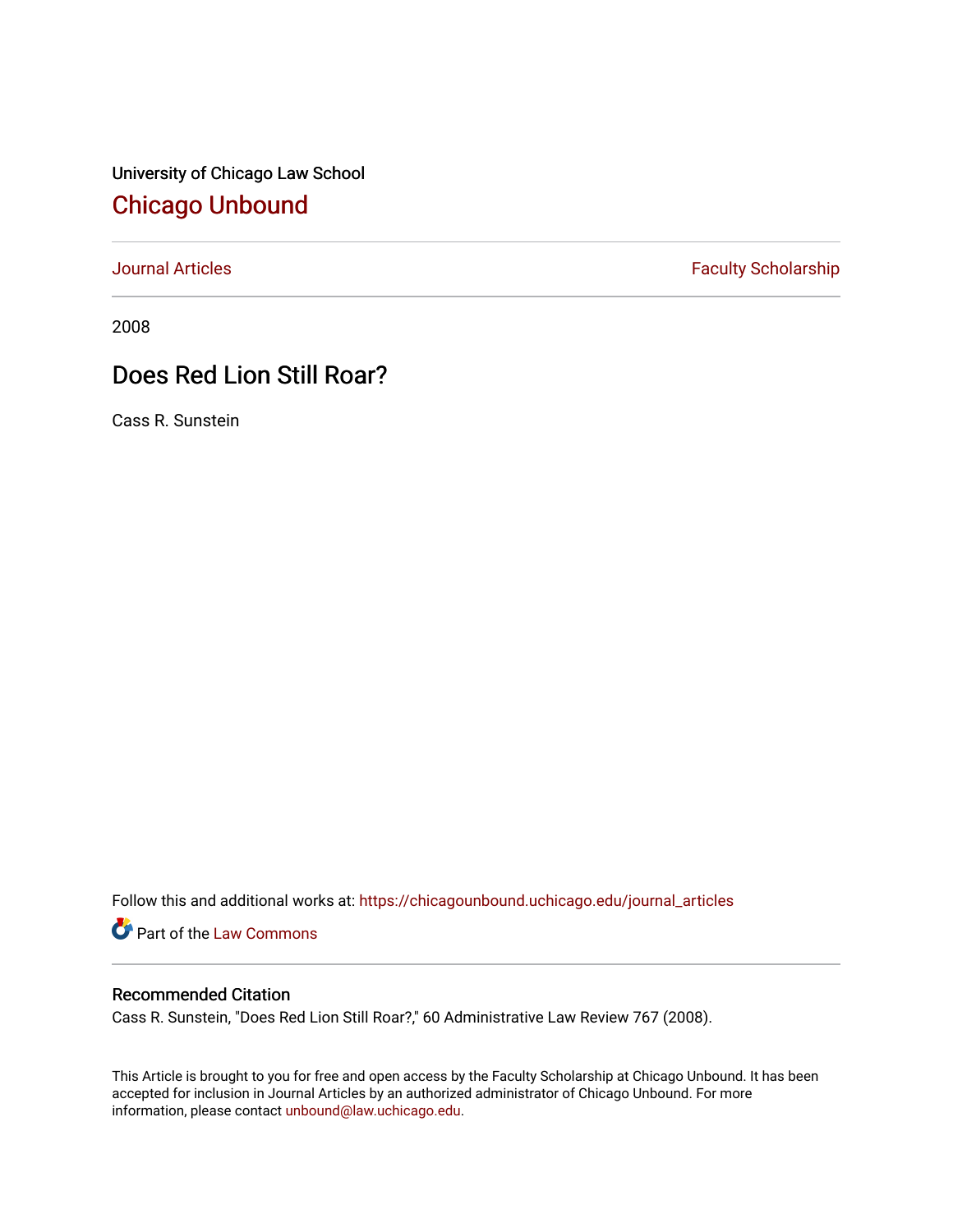University of Chicago Law School

# Chicago Unbound

Journal Articles | Faculty Scholarship

2008

## Does Red Lion Still Roar?

Cass R. Sunstein

Follow this and additional works at: https://chicagounbound.uchicago.edu/journal_articles

Part of the Law Commons

### Recommended Citation

Cass R. Sunstein, "Does Red Lion Still Roar?," 60 Administrative Law Review 767 (2008).

This Article is brought to you for free and open access by the Faculty Scholarship at Chicago Unbound. It has been accepted for inclusion in Journal Articles by an authorized administrator of Chicago Unbound. For more information, please contact unbound@law.uchicago.edu.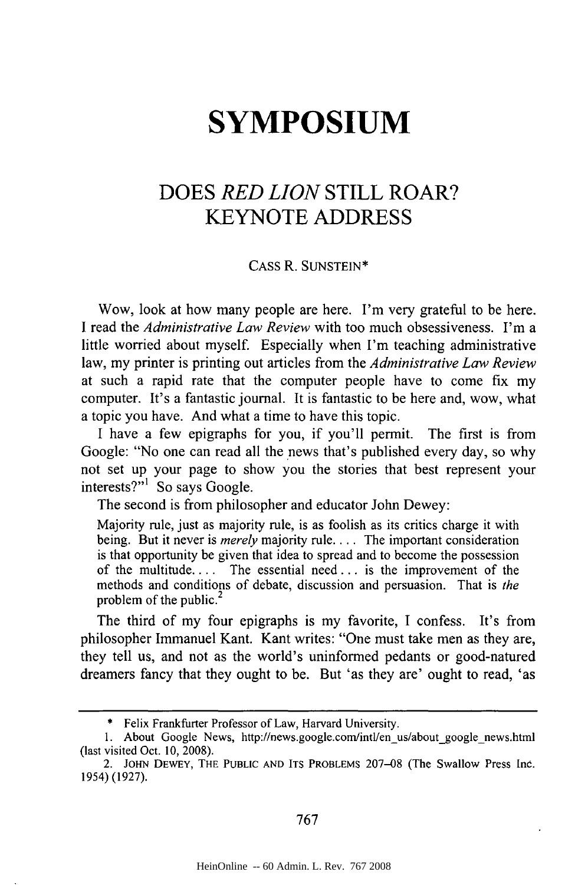# SYMPOSIUM

## DOES *RED LION* STILL ROAR? KEYNOTE ADDRESS

CASS R. SUNSTEIN*

Wow, look at how many people are here. I'm very grateful to be here. I read the *Administrative Law Review* with too much obsessiveness. I'm a little worried about myself. Especially when I'm teaching administrative law, my printer is printing out articles from the *Administrative Law Review* at such a rapid rate that the computer people have to come fix my computer. It's a fantastic journal. It is fantastic to be here and, wow, what a topic you have. And what a time to have this topic.

I have a few epigraphs for you, if you'll permit. The first is from Google: "No one can read all the news that's published every day, so why not set up your page to show you the stories that best represent your interests?"[1] So says Google.

The second is from philosopher and educator John Dewey:

> Majority rule, just as majority rule, is as foolish as its critics charge it with being. But it never is *merely* majority rule. . . . The important consideration is that opportunity be given that idea to spread and to become the possession of the multitude. . . . The essential need . . . is the improvement of the methods and conditions of debate, discussion and persuasion. That is *the* problem of the public.[2]

The third of my four epigraphs is my favorite, I confess. It's from philosopher Immanuel Kant. Kant writes: "One must take men as they are, they tell us, and not as the world's uninformed pedants or good-natured dreamers fancy that they ought to be. But 'as they are' ought to read, 'as

---

\* Felix Frankfurter Professor of Law, Harvard University.

1. About Google News, http://news.google.com/intl/en_us/about_google_news.html (last visited Oct. 10, 2008).

2. JOHN DEWEY, THE PUBLIC AND ITS PROBLEMS 207–08 (The Swallow Press Inc. 1954) (1927).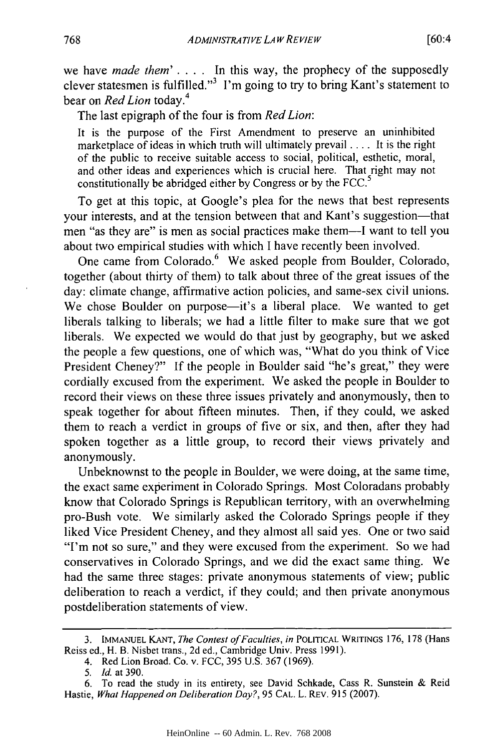we have *made them'* . . . . In this way, the prophecy of the supposedly clever statesmen is fulfilled."[3] I'm going to try to bring Kant's statement to bear on *Red Lion* today.[4]

The last epigraph of the four is from *Red Lion*:

> It is the purpose of the First Amendment to preserve an uninhibited marketplace of ideas in which truth will ultimately prevail . . . . It is the right of the public to receive suitable access to social, political, esthetic, moral, and other ideas and experiences which is crucial here. That right may not constitutionally be abridged either by Congress or by the FCC.[5]

To get at this topic, at Google's plea for the news that best represents your interests, and at the tension between that and Kant's suggestion—that men "as they are" is men as social practices make them—I want to tell you about two empirical studies with which I have recently been involved.

One came from Colorado.[6] We asked people from Boulder, Colorado, together (about thirty of them) to talk about three of the great issues of the day: climate change, affirmative action policies, and same-sex civil unions. We chose Boulder on purpose—it's a liberal place. We wanted to get liberals talking to liberals; we had a little filter to make sure that we got liberals. We expected we would do that just by geography, but we asked the people a few questions, one of which was, "What do you think of Vice President Cheney?" If the people in Boulder said "he's great," they were cordially excused from the experiment. We asked the people in Boulder to record their views on these three issues privately and anonymously, then to speak together for about fifteen minutes. Then, if they could, we asked them to reach a verdict in groups of five or six, and then, after they had spoken together as a little group, to record their views privately and anonymously.

Unbeknownst to the people in Boulder, we were doing, at the same time, the exact same experiment in Colorado Springs. Most Coloradans probably know that Colorado Springs is Republican territory, with an overwhelming pro-Bush vote. We similarly asked the Colorado Springs people if they liked Vice President Cheney, and they almost all said yes. One or two said "I'm not so sure," and they were excused from the experiment. So we had conservatives in Colorado Springs, and we did the exact same thing. We had the same three stages: private anonymous statements of view; public deliberation to reach a verdict, if they could; and then private anonymous postdeliberation statements of view.

---

3. IMMANUEL KANT, *The Contest of Faculties*, *in* POLITICAL WRITINGS 176, 178 (Hans Reiss ed., H. B. Nisbet trans., 2d ed., Cambridge Univ. Press 1991).

4. Red Lion Broad. Co. v. FCC, 395 U.S. 367 (1969).

5. *Id.* at 390.

6. To read the study in its entirety, see David Schkade, Cass R. Sunstein & Reid Hastie, *What Happened on Deliberation Day?*, 95 CAL. L. REV. 915 (2007).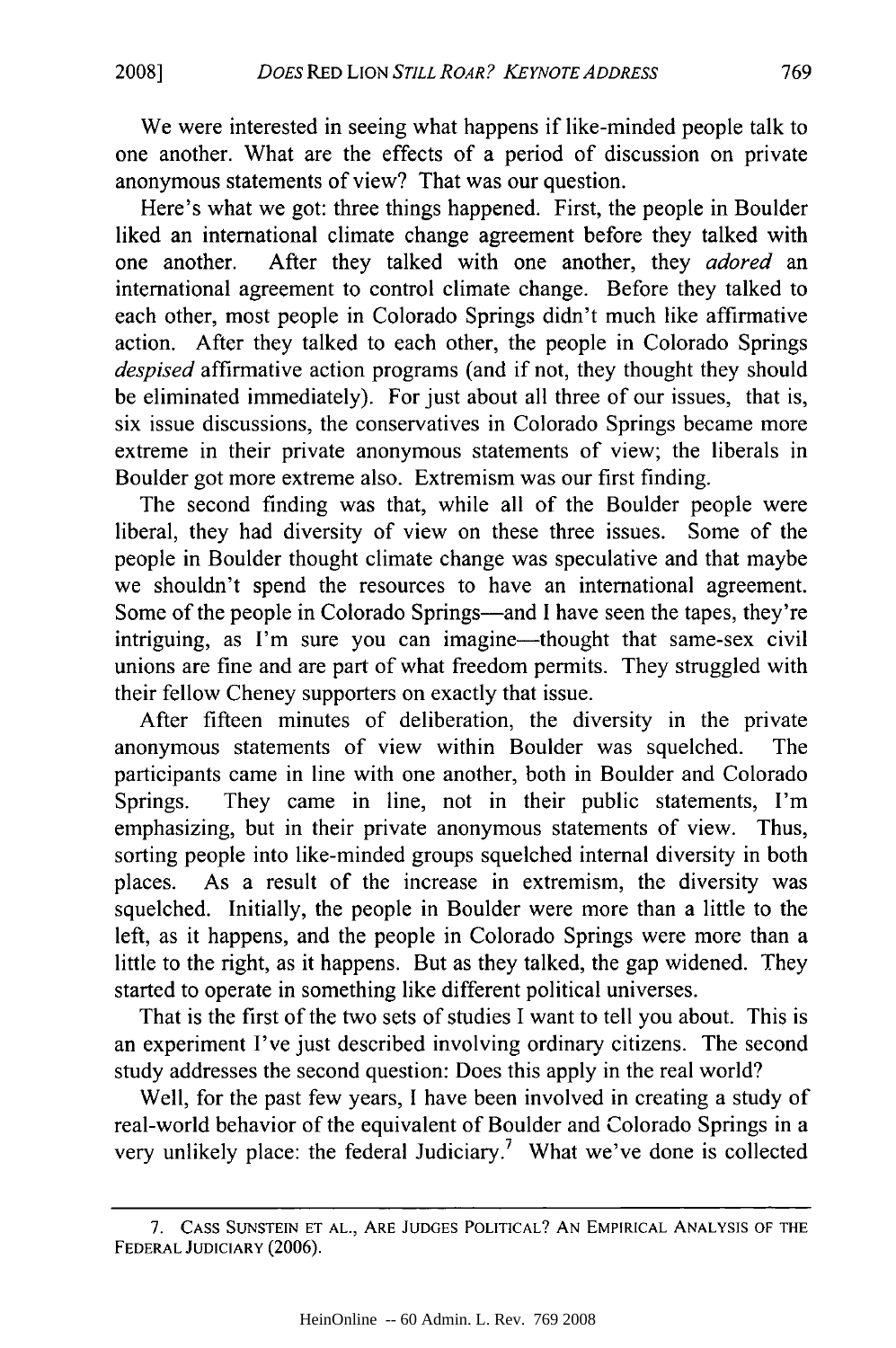We were interested in seeing what happens if like-minded people talk to one another. What are the effects of a period of discussion on private anonymous statements of view? That was our question.

Here's what we got: three things happened. First, the people in Boulder liked an international climate change agreement before they talked with one another. After they talked with one another, they *adored* an international agreement to control climate change. Before they talked to each other, most people in Colorado Springs didn't much like affirmative action. After they talked to each other, the people in Colorado Springs *despised* affirmative action programs (and if not, they thought they should be eliminated immediately). For just about all three of our issues, that is, six issue discussions, the conservatives in Colorado Springs became more extreme in their private anonymous statements of view; the liberals in Boulder got more extreme also. Extremism was our first finding.

The second finding was that, while all of the Boulder people were liberal, they had diversity of view on these three issues. Some of the people in Boulder thought climate change was speculative and that maybe we shouldn't spend the resources to have an international agreement. Some of the people in Colorado Springs—and I have seen the tapes, they're intriguing, as I'm sure you can imagine—thought that same-sex civil unions are fine and are part of what freedom permits. They struggled with their fellow Cheney supporters on exactly that issue.

After fifteen minutes of deliberation, the diversity in the private anonymous statements of view within Boulder was squelched. The participants came in line with one another, both in Boulder and Colorado Springs. They came in line, not in their public statements, I'm emphasizing, but in their private anonymous statements of view. Thus, sorting people into like-minded groups squelched internal diversity in both places. As a result of the increase in extremism, the diversity was squelched. Initially, the people in Boulder were more than a little to the left, as it happens, and the people in Colorado Springs were more than a little to the right, as it happens. But as they talked, the gap widened. They started to operate in something like different political universes.

That is the first of the two sets of studies I want to tell you about. This is an experiment I've just described involving ordinary citizens. The second study addresses the second question: Does this apply in the real world?

Well, for the past few years, I have been involved in creating a study of real-world behavior of the equivalent of Boulder and Colorado Springs in a very unlikely place: the federal Judiciary.[7] What we've done is collected

---

7. CASS SUNSTEIN ET AL., ARE JUDGES POLITICAL? AN EMPIRICAL ANALYSIS OF THE FEDERAL JUDICIARY (2006).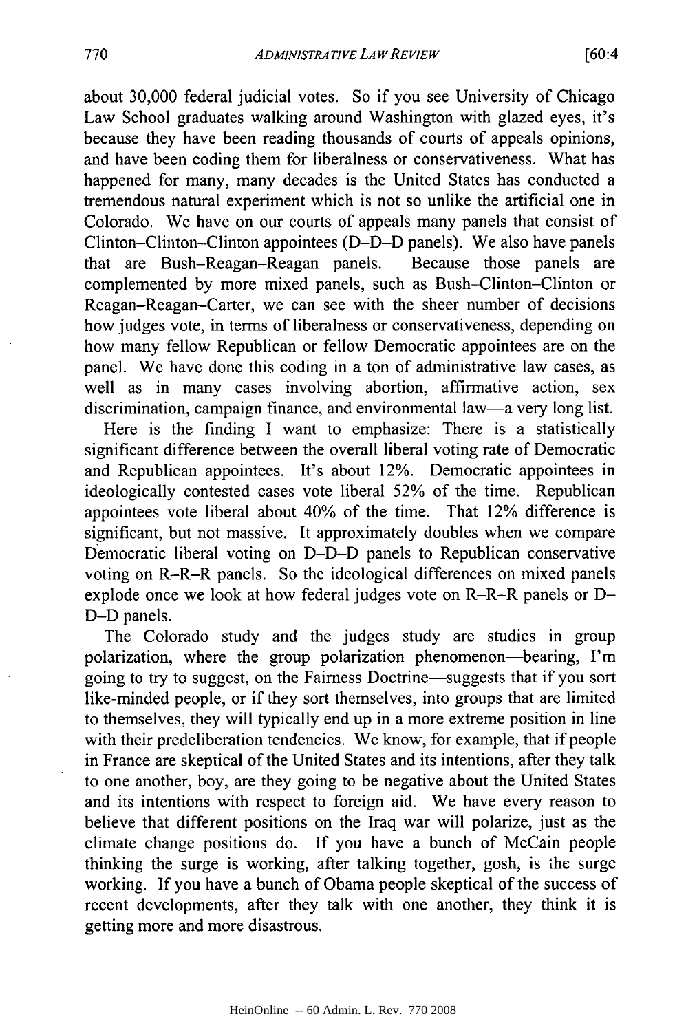about 30,000 federal judicial votes. So if you see University of Chicago Law School graduates walking around Washington with glazed eyes, it's because they have been reading thousands of courts of appeals opinions, and have been coding them for liberalness or conservativeness. What has happened for many, many decades is the United States has conducted a tremendous natural experiment which is not so unlike the artificial one in Colorado. We have on our courts of appeals many panels that consist of Clinton–Clinton–Clinton appointees (D–D–D panels). We also have panels that are Bush–Reagan–Reagan panels. Because those panels are complemented by more mixed panels, such as Bush–Clinton–Clinton or Reagan–Reagan–Carter, we can see with the sheer number of decisions how judges vote, in terms of liberalness or conservativeness, depending on how many fellow Republican or fellow Democratic appointees are on the panel. We have done this coding in a ton of administrative law cases, as well as in many cases involving abortion, affirmative action, sex discrimination, campaign finance, and environmental law—a very long list.

Here is the finding I want to emphasize: There is a statistically significant difference between the overall liberal voting rate of Democratic and Republican appointees. It's about 12%. Democratic appointees in ideologically contested cases vote liberal 52% of the time. Republican appointees vote liberal about 40% of the time. That 12% difference is significant, but not massive. It approximately doubles when we compare Democratic liberal voting on D–D–D panels to Republican conservative voting on R–R–R panels. So the ideological differences on mixed panels explode once we look at how federal judges vote on R–R–R panels or D–D–D panels.

The Colorado study and the judges study are studies in group polarization, where the group polarization phenomenon—bearing, I'm going to try to suggest, on the Fairness Doctrine—suggests that if you sort like-minded people, or if they sort themselves, into groups that are limited to themselves, they will typically end up in a more extreme position in line with their predeliberation tendencies. We know, for example, that if people in France are skeptical of the United States and its intentions, after they talk to one another, boy, are they going to be negative about the United States and its intentions with respect to foreign aid. We have every reason to believe that different positions on the Iraq war will polarize, just as the climate change positions do. If you have a bunch of McCain people thinking the surge is working, after talking together, gosh, is the surge working. If you have a bunch of Obama people skeptical of the success of recent developments, after they talk with one another, they think it is getting more and more disastrous.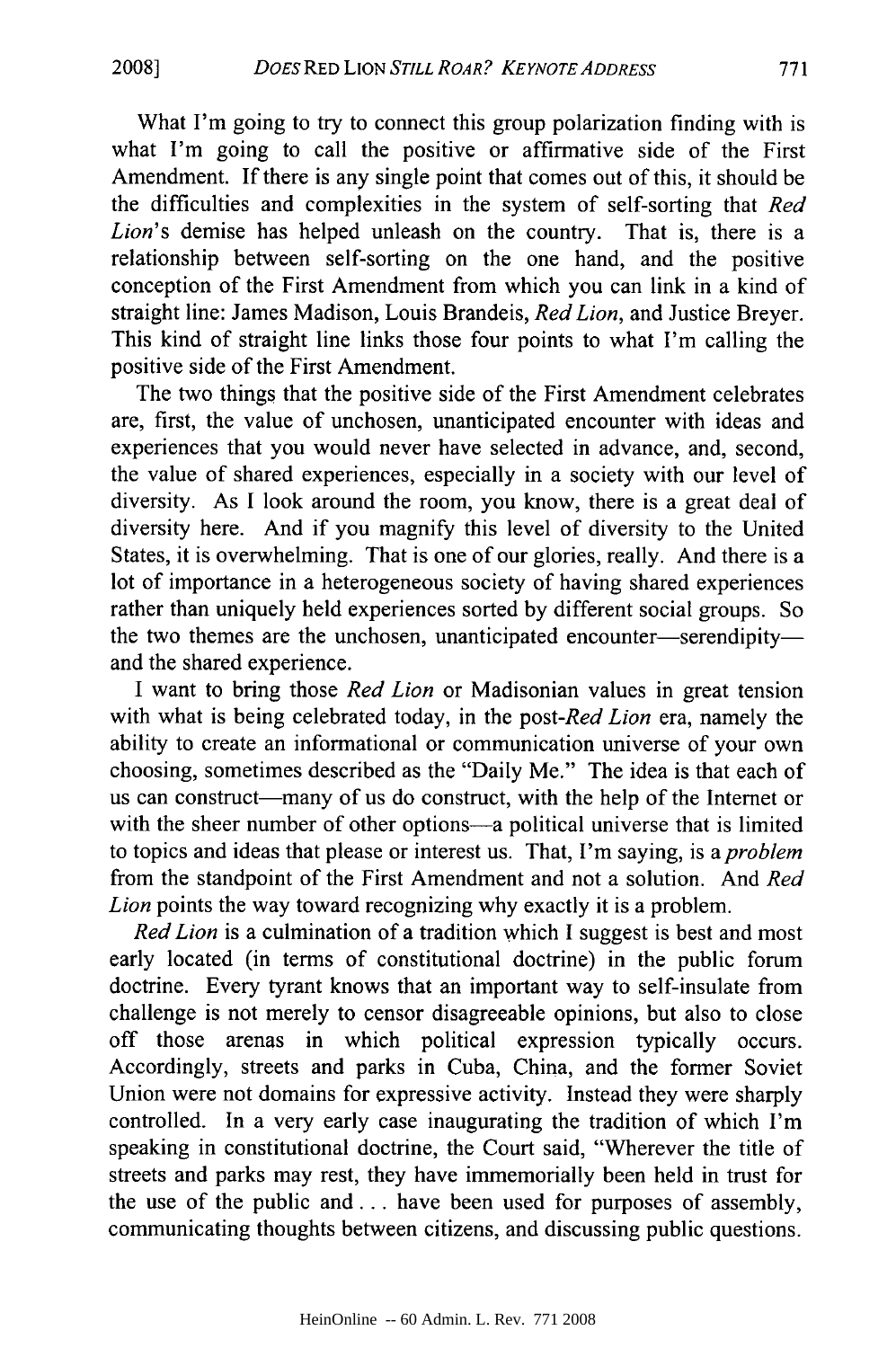What I'm going to try to connect this group polarization finding with is what I'm going to call the positive or affirmative side of the First Amendment. If there is any single point that comes out of this, it should be the difficulties and complexities in the system of self-sorting that *Red Lion*'s demise has helped unleash on the country. That is, there is a relationship between self-sorting on the one hand, and the positive conception of the First Amendment from which you can link in a kind of straight line: James Madison, Louis Brandeis, *Red Lion*, and Justice Breyer. This kind of straight line links those four points to what I'm calling the positive side of the First Amendment.

The two things that the positive side of the First Amendment celebrates are, first, the value of unchosen, unanticipated encounter with ideas and experiences that you would never have selected in advance, and, second, the value of shared experiences, especially in a society with our level of diversity. As I look around the room, you know, there is a great deal of diversity here. And if you magnify this level of diversity to the United States, it is overwhelming. That is one of our glories, really. And there is a lot of importance in a heterogeneous society of having shared experiences rather than uniquely held experiences sorted by different social groups. So the two themes are the unchosen, unanticipated encounter—serendipity—and the shared experience.

I want to bring those *Red Lion* or Madisonian values in great tension with what is being celebrated today, in the post-*Red Lion* era, namely the ability to create an informational or communication universe of your own choosing, sometimes described as the "Daily Me." The idea is that each of us can construct—many of us do construct, with the help of the Internet or with the sheer number of other options—a political universe that is limited to topics and ideas that please or interest us. That, I'm saying, is a *problem* from the standpoint of the First Amendment and not a solution. And *Red Lion* points the way toward recognizing why exactly it is a problem.

*Red Lion* is a culmination of a tradition which I suggest is best and most early located (in terms of constitutional doctrine) in the public forum doctrine. Every tyrant knows that an important way to self-insulate from challenge is not merely to censor disagreeable opinions, but also to close off those arenas in which political expression typically occurs. Accordingly, streets and parks in Cuba, China, and the former Soviet Union were not domains for expressive activity. Instead they were sharply controlled. In a very early case inaugurating the tradition of which I'm speaking in constitutional doctrine, the Court said, "Wherever the title of streets and parks may rest, they have immemorially been held in trust for the use of the public and . . . have been used for purposes of assembly, communicating thoughts between citizens, and discussing public questions.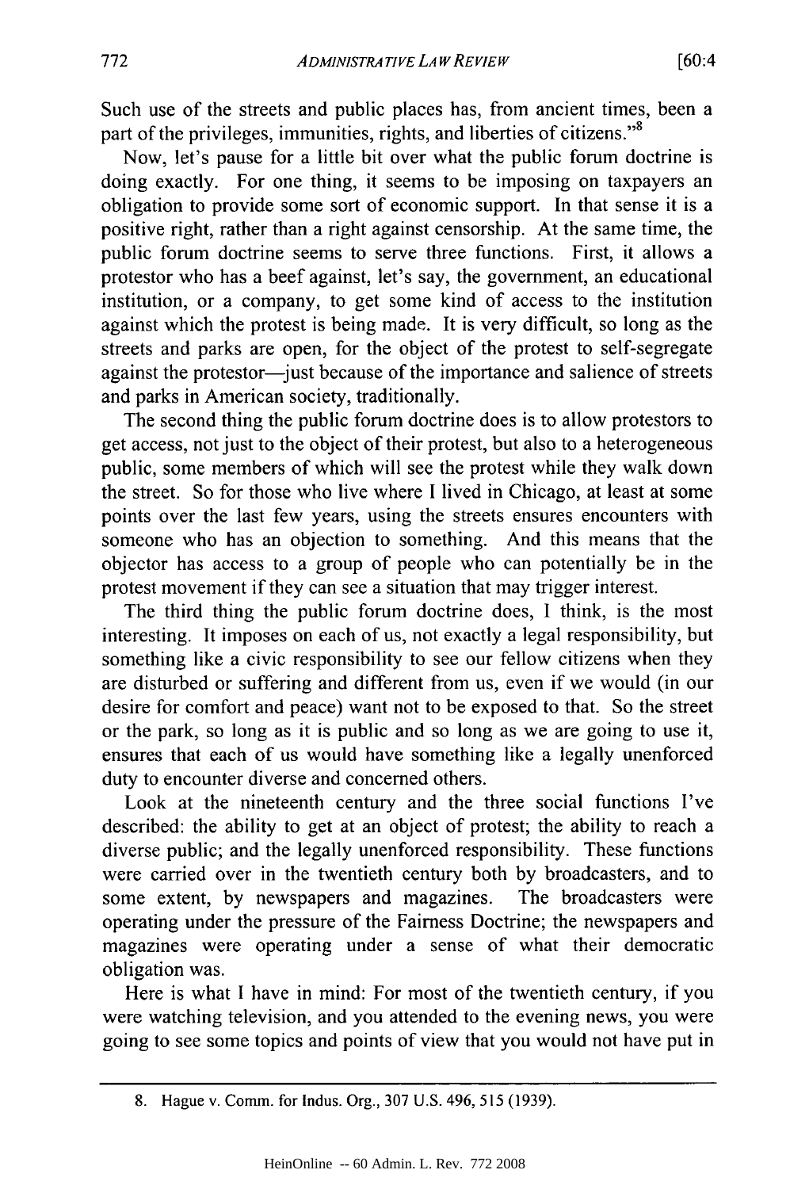Such use of the streets and public places has, from ancient times, been a part of the privileges, immunities, rights, and liberties of citizens."[8]

Now, let's pause for a little bit over what the public forum doctrine is doing exactly. For one thing, it seems to be imposing on taxpayers an obligation to provide some sort of economic support. In that sense it is a positive right, rather than a right against censorship. At the same time, the public forum doctrine seems to serve three functions. First, it allows a protestor who has a beef against, let's say, the government, an educational institution, or a company, to get some kind of access to the institution against which the protest is being made. It is very difficult, so long as the streets and parks are open, for the object of the protest to self-segregate against the protestor—just because of the importance and salience of streets and parks in American society, traditionally.

The second thing the public forum doctrine does is to allow protestors to get access, not just to the object of their protest, but also to a heterogeneous public, some members of which will see the protest while they walk down the street. So for those who live where I lived in Chicago, at least at some points over the last few years, using the streets ensures encounters with someone who has an objection to something. And this means that the objector has access to a group of people who can potentially be in the protest movement if they can see a situation that may trigger interest.

The third thing the public forum doctrine does, I think, is the most interesting. It imposes on each of us, not exactly a legal responsibility, but something like a civic responsibility to see our fellow citizens when they are disturbed or suffering and different from us, even if we would (in our desire for comfort and peace) want not to be exposed to that. So the street or the park, so long as it is public and so long as we are going to use it, ensures that each of us would have something like a legally unenforced duty to encounter diverse and concerned others.

Look at the nineteenth century and the three social functions I've described: the ability to get at an object of protest; the ability to reach a diverse public; and the legally unenforced responsibility. These functions were carried over in the twentieth century both by broadcasters, and to some extent, by newspapers and magazines. The broadcasters were operating under the pressure of the Fairness Doctrine; the newspapers and magazines were operating under a sense of what their democratic obligation was.

Here is what I have in mind: For most of the twentieth century, if you were watching television, and you attended to the evening news, you were going to see some topics and points of view that you would not have put in

8. Hague v. Comm. for Indus. Org., 307 U.S. 496, 515 (1939).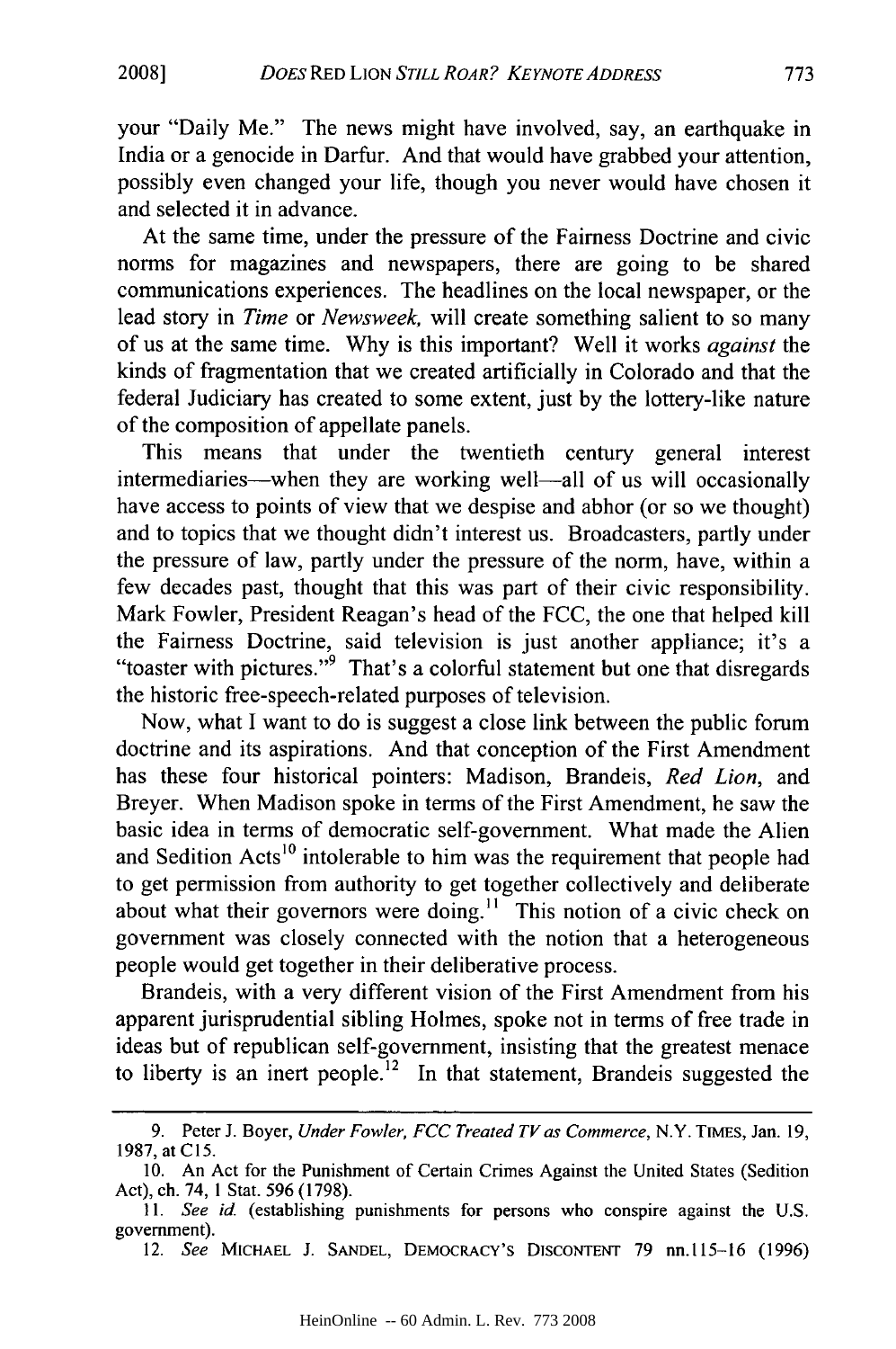your "Daily Me." The news might have involved, say, an earthquake in India or a genocide in Darfur. And that would have grabbed your attention, possibly even changed your life, though you never would have chosen it and selected it in advance.

At the same time, under the pressure of the Fairness Doctrine and civic norms for magazines and newspapers, there are going to be shared communications experiences. The headlines on the local newspaper, or the lead story in *Time* or *Newsweek*, will create something salient to so many of us at the same time. Why is this important? Well it works *against* the kinds of fragmentation that we created artificially in Colorado and that the federal Judiciary has created to some extent, just by the lottery-like nature of the composition of appellate panels.

This means that under the twentieth century general interest intermediaries—when they are working well—all of us will occasionally have access to points of view that we despise and abhor (or so we thought) and to topics that we thought didn't interest us. Broadcasters, partly under the pressure of law, partly under the pressure of the norm, have, within a few decades past, thought that this was part of their civic responsibility. Mark Fowler, President Reagan's head of the FCC, the one that helped kill the Fairness Doctrine, said television is just another appliance; it's a "toaster with pictures."[9] That's a colorful statement but one that disregards the historic free-speech-related purposes of television.

Now, what I want to do is suggest a close link between the public forum doctrine and its aspirations. And that conception of the First Amendment has these four historical pointers: Madison, Brandeis, *Red Lion*, and Breyer. When Madison spoke in terms of the First Amendment, he saw the basic idea in terms of democratic self-government. What made the Alien and Sedition Acts[10] intolerable to him was the requirement that people had to get permission from authority to get together collectively and deliberate about what their governors were doing.[11] This notion of a civic check on government was closely connected with the notion that a heterogeneous people would get together in their deliberative process.

Brandeis, with a very different vision of the First Amendment from his apparent jurisprudential sibling Holmes, spoke not in terms of free trade in ideas but of republican self-government, insisting that the greatest menace to liberty is an inert people.[12] In that statement, Brandeis suggested the

---

9. Peter J. Boyer, *Under Fowler, FCC Treated TV as Commerce*, N.Y. TIMES, Jan. 19, 1987, at C15.

10. An Act for the Punishment of Certain Crimes Against the United States (Sedition Act), ch. 74, 1 Stat. 596 (1798).

11. *See id.* (establishing punishments for persons who conspire against the U.S. government).

12. *See* MICHAEL J. SANDEL, DEMOCRACY'S DISCONTENT 79 nn.115–16 (1996)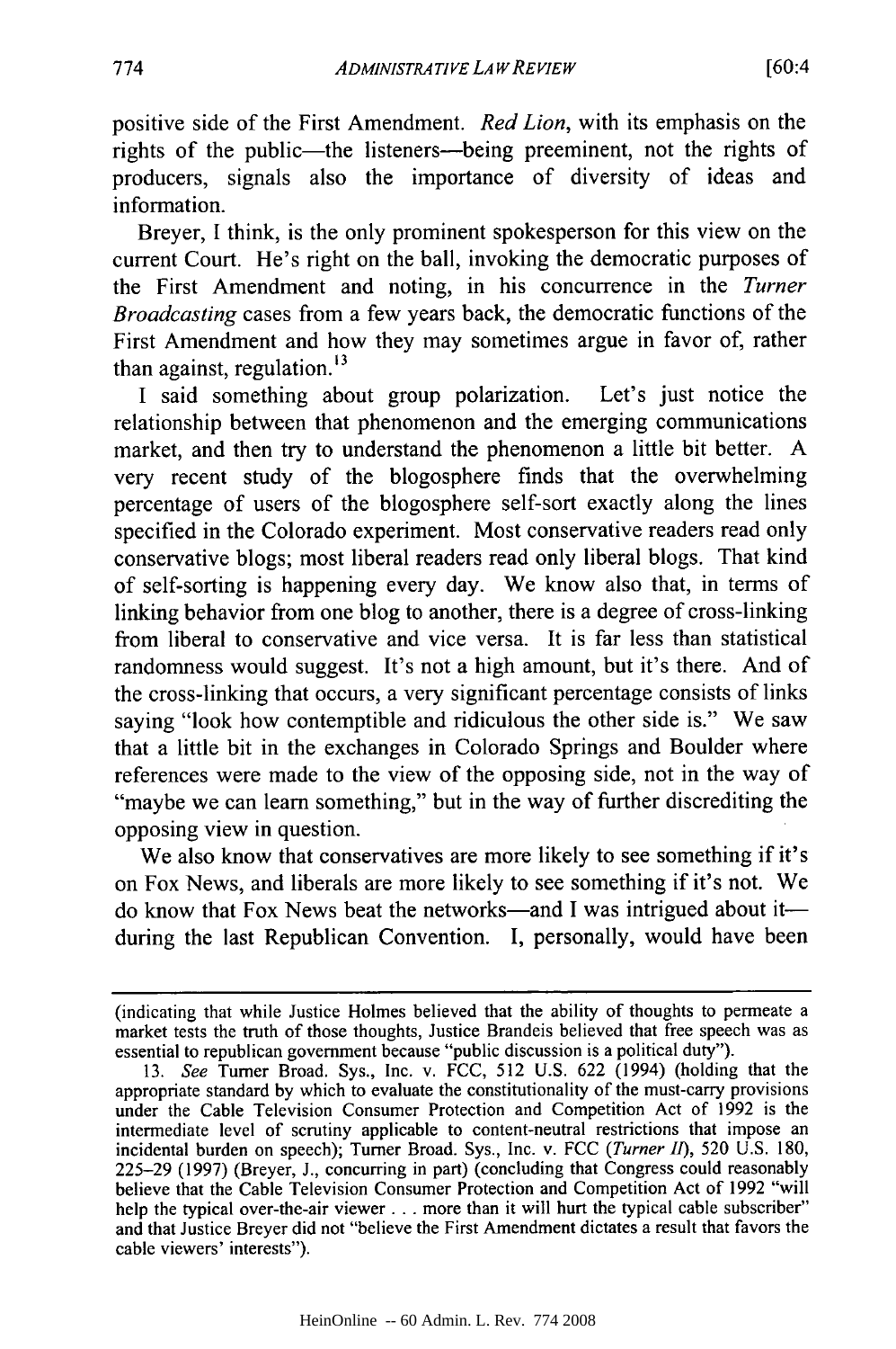positive side of the First Amendment. *Red Lion*, with its emphasis on the rights of the public—the listeners—being preeminent, not the rights of producers, signals also the importance of diversity of ideas and information.

Breyer, I think, is the only prominent spokesperson for this view on the current Court. He's right on the ball, invoking the democratic purposes of the First Amendment and noting, in his concurrence in the *Turner Broadcasting* cases from a few years back, the democratic functions of the First Amendment and how they may sometimes argue in favor of, rather than against, regulation.[13]

I said something about group polarization. Let's just notice the relationship between that phenomenon and the emerging communications market, and then try to understand the phenomenon a little bit better. A very recent study of the blogosphere finds that the overwhelming percentage of users of the blogosphere self-sort exactly along the lines specified in the Colorado experiment. Most conservative readers read only conservative blogs; most liberal readers read only liberal blogs. That kind of self-sorting is happening every day. We know also that, in terms of linking behavior from one blog to another, there is a degree of cross-linking from liberal to conservative and vice versa. It is far less than statistical randomness would suggest. It's not a high amount, but it's there. And of the cross-linking that occurs, a very significant percentage consists of links saying "look how contemptible and ridiculous the other side is." We saw that a little bit in the exchanges in Colorado Springs and Boulder where references were made to the view of the opposing side, not in the way of "maybe we can learn something," but in the way of further discrediting the opposing view in question.

We also know that conservatives are more likely to see something if it's on Fox News, and liberals are more likely to see something if it's not. We do know that Fox News beat the networks—and I was intrigued about it—during the last Republican Convention. I, personally, would have been

---

(indicating that while Justice Holmes believed that the ability of thoughts to permeate a market tests the truth of those thoughts, Justice Brandeis believed that free speech was as essential to republican government because "public discussion is a political duty").

13. *See* Turner Broad. Sys., Inc. v. FCC, 512 U.S. 622 (1994) (holding that the appropriate standard by which to evaluate the constitutionality of the must-carry provisions under the Cable Television Consumer Protection and Competition Act of 1992 is the intermediate level of scrutiny applicable to content-neutral restrictions that impose an incidental burden on speech); Turner Broad. Sys., Inc. v. FCC (*Turner II*), 520 U.S. 180, 225–29 (1997) (Breyer, J., concurring in part) (concluding that Congress could reasonably believe that the Cable Television Consumer Protection and Competition Act of 1992 "will help the typical over-the-air viewer . . . more than it will hurt the typical cable subscriber" and that Justice Breyer did not "believe the First Amendment dictates a result that favors the cable viewers' interests").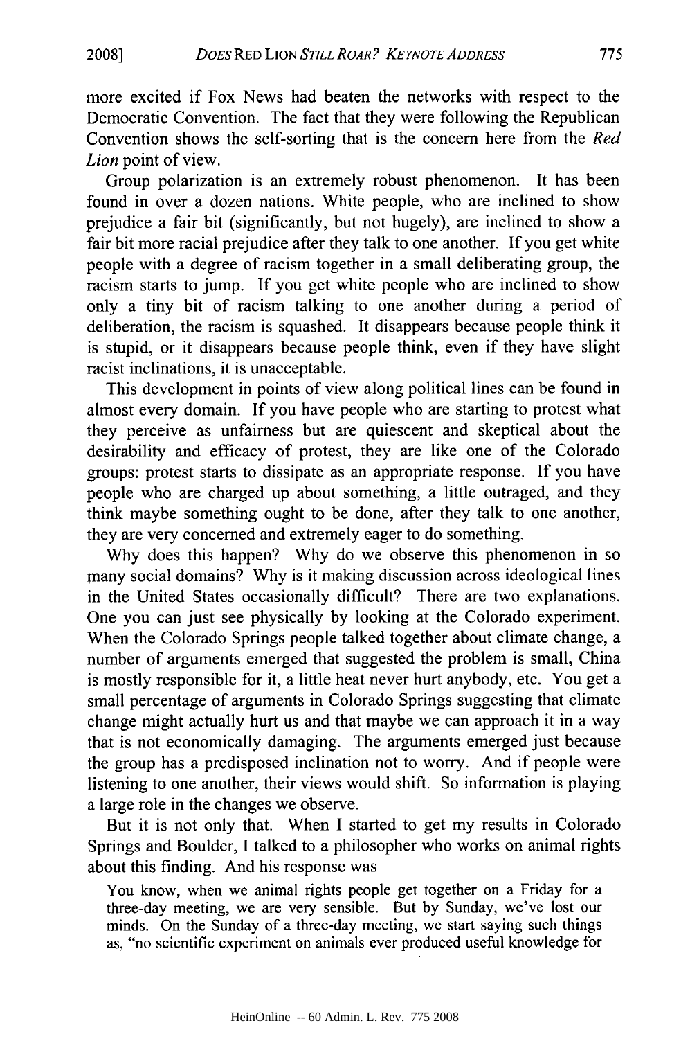more excited if Fox News had beaten the networks with respect to the Democratic Convention. The fact that they were following the Republican Convention shows the self-sorting that is the concern here from the *Red Lion* point of view.

Group polarization is an extremely robust phenomenon. It has been found in over a dozen nations. White people, who are inclined to show prejudice a fair bit (significantly, but not hugely), are inclined to show a fair bit more racial prejudice after they talk to one another. If you get white people with a degree of racism together in a small deliberating group, the racism starts to jump. If you get white people who are inclined to show only a tiny bit of racism talking to one another during a period of deliberation, the racism is squashed. It disappears because people think it is stupid, or it disappears because people think, even if they have slight racist inclinations, it is unacceptable.

This development in points of view along political lines can be found in almost every domain. If you have people who are starting to protest what they perceive as unfairness but are quiescent and skeptical about the desirability and efficacy of protest, they are like one of the Colorado groups: protest starts to dissipate as an appropriate response. If you have people who are charged up about something, a little outraged, and they think maybe something ought to be done, after they talk to one another, they are very concerned and extremely eager to do something.

Why does this happen? Why do we observe this phenomenon in so many social domains? Why is it making discussion across ideological lines in the United States occasionally difficult? There are two explanations. One you can just see physically by looking at the Colorado experiment. When the Colorado Springs people talked together about climate change, a number of arguments emerged that suggested the problem is small, China is mostly responsible for it, a little heat never hurt anybody, etc. You get a small percentage of arguments in Colorado Springs suggesting that climate change might actually hurt us and that maybe we can approach it in a way that is not economically damaging. The arguments emerged just because the group has a predisposed inclination not to worry. And if people were listening to one another, their views would shift. So information is playing a large role in the changes we observe.

But it is not only that. When I started to get my results in Colorado Springs and Boulder, I talked to a philosopher who works on animal rights about this finding. And his response was

> You know, when we animal rights people get together on a Friday for a three-day meeting, we are very sensible. But by Sunday, we've lost our minds. On the Sunday of a three-day meeting, we start saying such things as, "no scientific experiment on animals ever produced useful knowledge for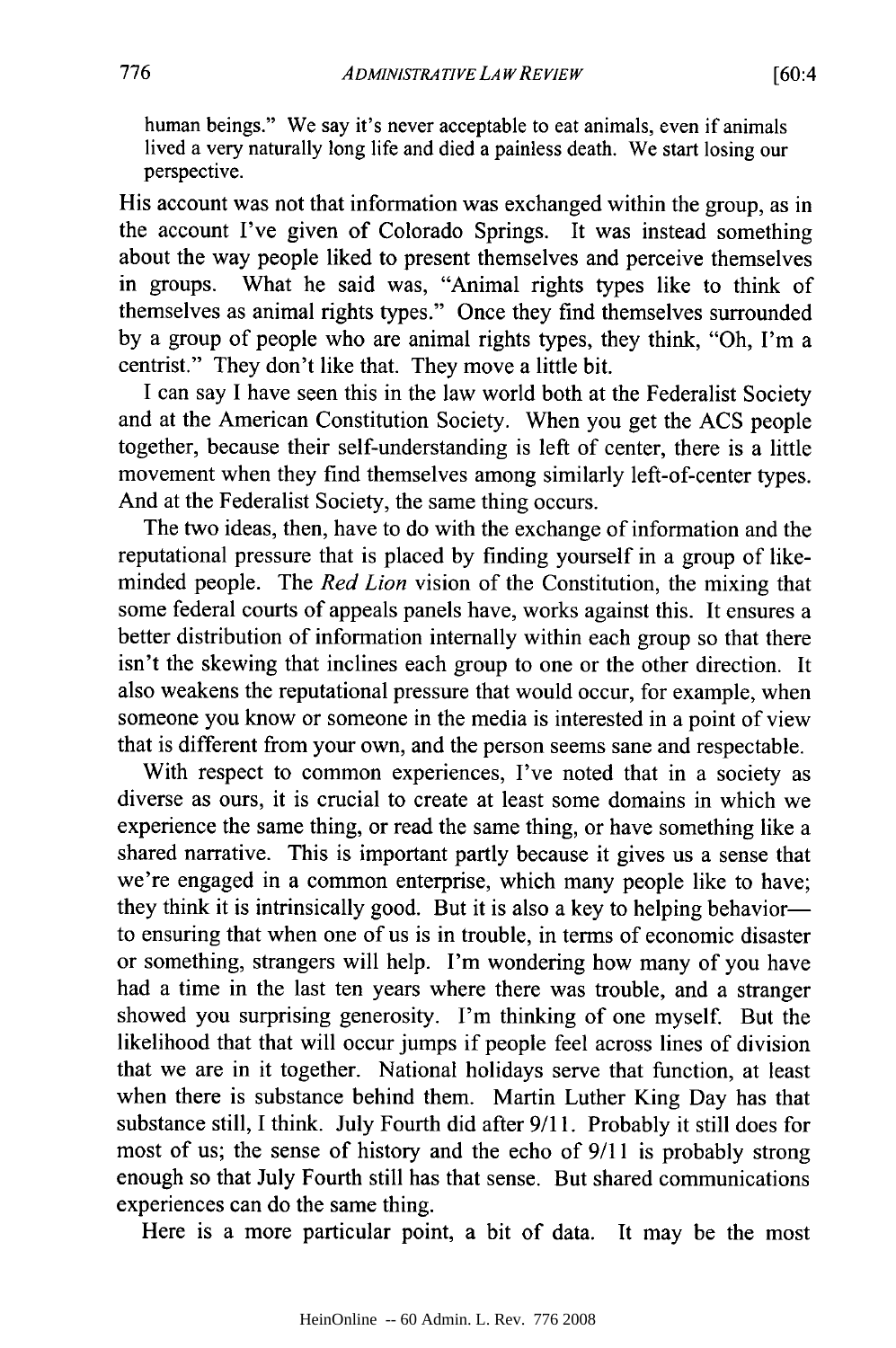human beings." We say it's never acceptable to eat animals, even if animals lived a very naturally long life and died a painless death. We start losing our perspective.

His account was not that information was exchanged within the group, as in the account I've given of Colorado Springs. It was instead something about the way people liked to present themselves and perceive themselves in groups. What he said was, "Animal rights types like to think of themselves as animal rights types." Once they find themselves surrounded by a group of people who are animal rights types, they think, "Oh, I'm a centrist." They don't like that. They move a little bit.

I can say I have seen this in the law world both at the Federalist Society and at the American Constitution Society. When you get the ACS people together, because their self-understanding is left of center, there is a little movement when they find themselves among similarly left-of-center types. And at the Federalist Society, the same thing occurs.

The two ideas, then, have to do with the exchange of information and the reputational pressure that is placed by finding yourself in a group of like-minded people. The *Red Lion* vision of the Constitution, the mixing that some federal courts of appeals panels have, works against this. It ensures a better distribution of information internally within each group so that there isn't the skewing that inclines each group to one or the other direction. It also weakens the reputational pressure that would occur, for example, when someone you know or someone in the media is interested in a point of view that is different from your own, and the person seems sane and respectable.

With respect to common experiences, I've noted that in a society as diverse as ours, it is crucial to create at least some domains in which we experience the same thing, or read the same thing, or have something like a shared narrative. This is important partly because it gives us a sense that we're engaged in a common enterprise, which many people like to have; they think it is intrinsically good. But it is also a key to helping behavior—to ensuring that when one of us is in trouble, in terms of economic disaster or something, strangers will help. I'm wondering how many of you have had a time in the last ten years where there was trouble, and a stranger showed you surprising generosity. I'm thinking of one myself. But the likelihood that that will occur jumps if people feel across lines of division that we are in it together. National holidays serve that function, at least when there is substance behind them. Martin Luther King Day has that substance still, I think. July Fourth did after 9/11. Probably it still does for most of us; the sense of history and the echo of 9/11 is probably strong enough so that July Fourth still has that sense. But shared communications experiences can do the same thing.

Here is a more particular point, a bit of data. It may be the most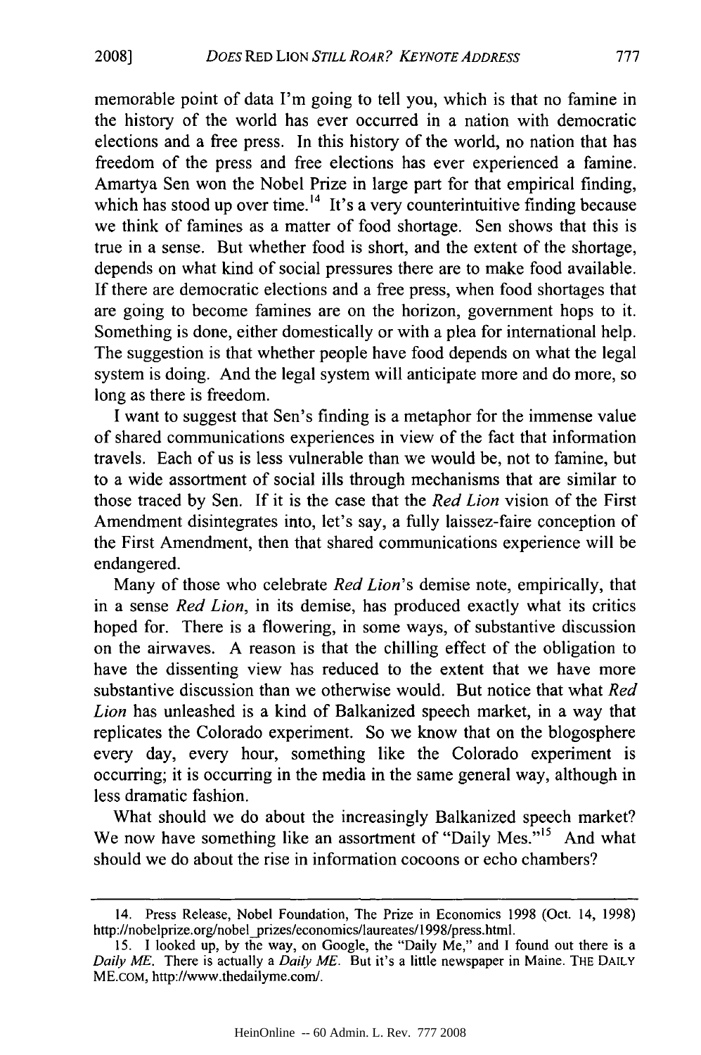memorable point of data I'm going to tell you, which is that no famine in the history of the world has ever occurred in a nation with democratic elections and a free press. In this history of the world, no nation that has freedom of the press and free elections has ever experienced a famine. Amartya Sen won the Nobel Prize in large part for that empirical finding, which has stood up over time.[14] It's a very counterintuitive finding because we think of famines as a matter of food shortage. Sen shows that this is true in a sense. But whether food is short, and the extent of the shortage, depends on what kind of social pressures there are to make food available. If there are democratic elections and a free press, when food shortages that are going to become famines are on the horizon, government hops to it. Something is done, either domestically or with a plea for international help. The suggestion is that whether people have food depends on what the legal system is doing. And the legal system will anticipate more and do more, so long as there is freedom.

I want to suggest that Sen's finding is a metaphor for the immense value of shared communications experiences in view of the fact that information travels. Each of us is less vulnerable than we would be, not to famine, but to a wide assortment of social ills through mechanisms that are similar to those traced by Sen. If it is the case that the *Red Lion* vision of the First Amendment disintegrates into, let's say, a fully laissez-faire conception of the First Amendment, then that shared communications experience will be endangered.

Many of those who celebrate *Red Lion*'s demise note, empirically, that in a sense *Red Lion*, in its demise, has produced exactly what its critics hoped for. There is a flowering, in some ways, of substantive discussion on the airwaves. A reason is that the chilling effect of the obligation to have the dissenting view has reduced to the extent that we have more substantive discussion than we otherwise would. But notice that what *Red Lion* has unleashed is a kind of Balkanized speech market, in a way that replicates the Colorado experiment. So we know that on the blogosphere every day, every hour, something like the Colorado experiment is occurring; it is occurring in the media in the same general way, although in less dramatic fashion.

What should we do about the increasingly Balkanized speech market? We now have something like an assortment of "Daily Mes."[15] And what should we do about the rise in information cocoons or echo chambers?

---

14. Press Release, Nobel Foundation, The Prize in Economics 1998 (Oct. 14, 1998) http://nobelprize.org/nobel_prizes/economics/laureates/1998/press.html.

15. I looked up, by the way, on Google, the "Daily Me," and I found out there is a *Daily ME*. There is actually a *Daily ME*. But it's a little newspaper in Maine. THE DAILY ME.COM, http://www.thedailyme.com/.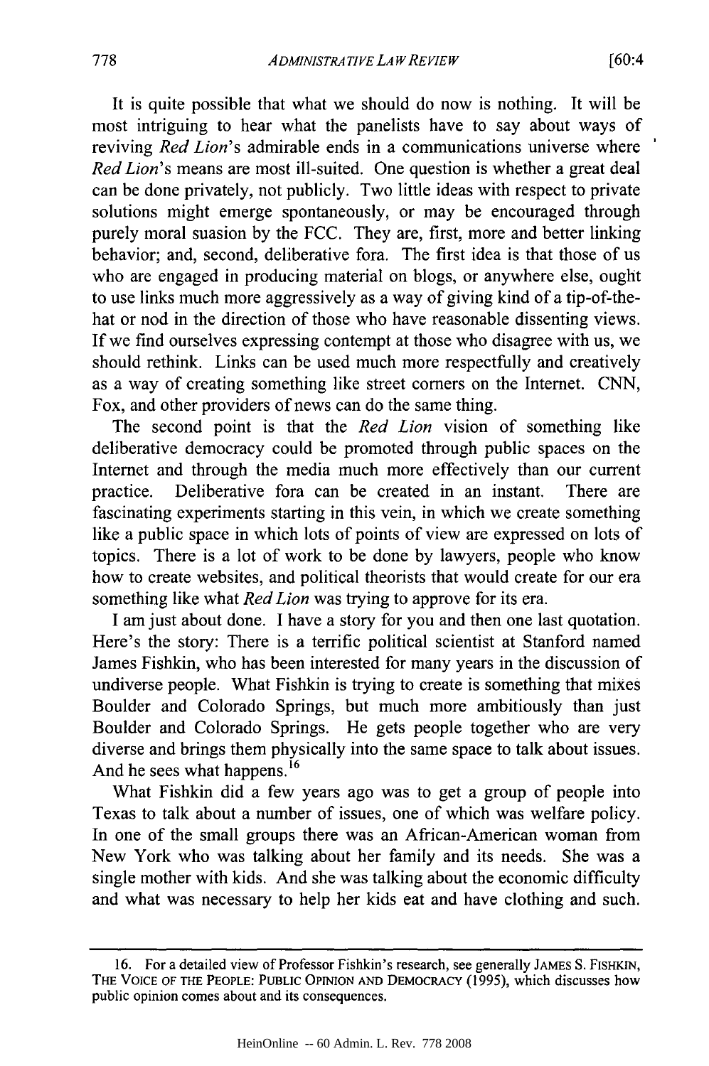It is quite possible that what we should do now is nothing. It will be most intriguing to hear what the panelists have to say about ways of reviving *Red Lion*'s admirable ends in a communications universe where *Red Lion*'s means are most ill-suited. One question is whether a great deal can be done privately, not publicly. Two little ideas with respect to private solutions might emerge spontaneously, or may be encouraged through purely moral suasion by the FCC. They are, first, more and better linking behavior; and, second, deliberative fora. The first idea is that those of us who are engaged in producing material on blogs, or anywhere else, ought to use links much more aggressively as a way of giving kind of a tip-of-the-hat or nod in the direction of those who have reasonable dissenting views. If we find ourselves expressing contempt at those who disagree with us, we should rethink. Links can be used much more respectfully and creatively as a way of creating something like street corners on the Internet. CNN, Fox, and other providers of news can do the same thing.

The second point is that the *Red Lion* vision of something like deliberative democracy could be promoted through public spaces on the Internet and through the media much more effectively than our current practice. Deliberative fora can be created in an instant. There are fascinating experiments starting in this vein, in which we create something like a public space in which lots of points of view are expressed on lots of topics. There is a lot of work to be done by lawyers, people who know how to create websites, and political theorists that would create for our era something like what *Red Lion* was trying to approve for its era.

I am just about done. I have a story for you and then one last quotation. Here's the story: There is a terrific political scientist at Stanford named James Fishkin, who has been interested for many years in the discussion of undiverse people. What Fishkin is trying to create is something that mixes Boulder and Colorado Springs, but much more ambitiously than just Boulder and Colorado Springs. He gets people together who are very diverse and brings them physically into the same space to talk about issues. And he sees what happens.[16]

What Fishkin did a few years ago was to get a group of people into Texas to talk about a number of issues, one of which was welfare policy. In one of the small groups there was an African-American woman from New York who was talking about her family and its needs. She was a single mother with kids. And she was talking about the economic difficulty and what was necessary to help her kids eat and have clothing and such.

16. For a detailed view of Professor Fishkin's research, see generally JAMES S. FISHKIN, THE VOICE OF THE PEOPLE: PUBLIC OPINION AND DEMOCRACY (1995), which discusses how public opinion comes about and its consequences.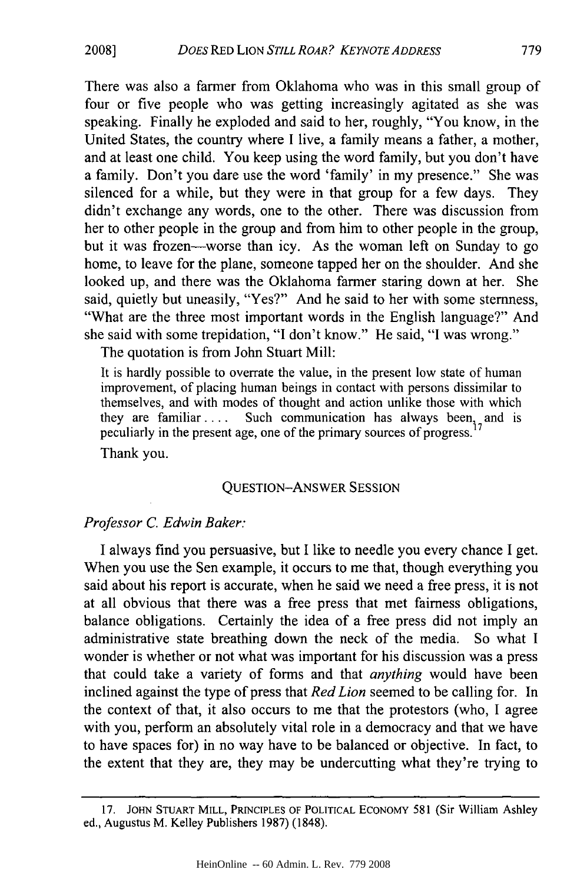There was also a farmer from Oklahoma who was in this small group of four or five people who was getting increasingly agitated as she was speaking. Finally he exploded and said to her, roughly, "You know, in the United States, the country where I live, a family means a father, a mother, and at least one child. You keep using the word family, but you don't have a family. Don't you dare use the word 'family' in my presence." She was silenced for a while, but they were in that group for a few days. They didn't exchange any words, one to the other. There was discussion from her to other people in the group and from him to other people in the group, but it was frozen—worse than icy. As the woman left on Sunday to go home, to leave for the plane, someone tapped her on the shoulder. And she looked up, and there was the Oklahoma farmer staring down at her. She said, quietly but uneasily, "Yes?" And he said to her with some sternness, "What are the three most important words in the English language?" And she said with some trepidation, "I don't know." He said, "I was wrong."

The quotation is from John Stuart Mill:

> It is hardly possible to overrate the value, in the present low state of human improvement, of placing human beings in contact with persons dissimilar to themselves, and with modes of thought and action unlike those with which they are familiar . . . . Such communication has always been, and is peculiarly in the present age, one of the primary sources of progress.[17]

Thank you.

## QUESTION–ANSWER SESSION

*Professor C. Edwin Baker:*

I always find you persuasive, but I like to needle you every chance I get. When you use the Sen example, it occurs to me that, though everything you said about his report is accurate, when he said we need a free press, it is not at all obvious that there was a free press that met fairness obligations, balance obligations. Certainly the idea of a free press did not imply an administrative state breathing down the neck of the media. So what I wonder is whether or not what was important for his discussion was a press that could take a variety of forms and that *anything* would have been inclined against the type of press that *Red Lion* seemed to be calling for. In the context of that, it also occurs to me that the protestors (who, I agree with you, perform an absolutely vital role in a democracy and that we have to have spaces for) in no way have to be balanced or objective. In fact, to the extent that they are, they may be undercutting what they're trying to

---

17. JOHN STUART MILL, PRINCIPLES OF POLITICAL ECONOMY 581 (Sir William Ashley ed., Augustus M. Kelley Publishers 1987) (1848).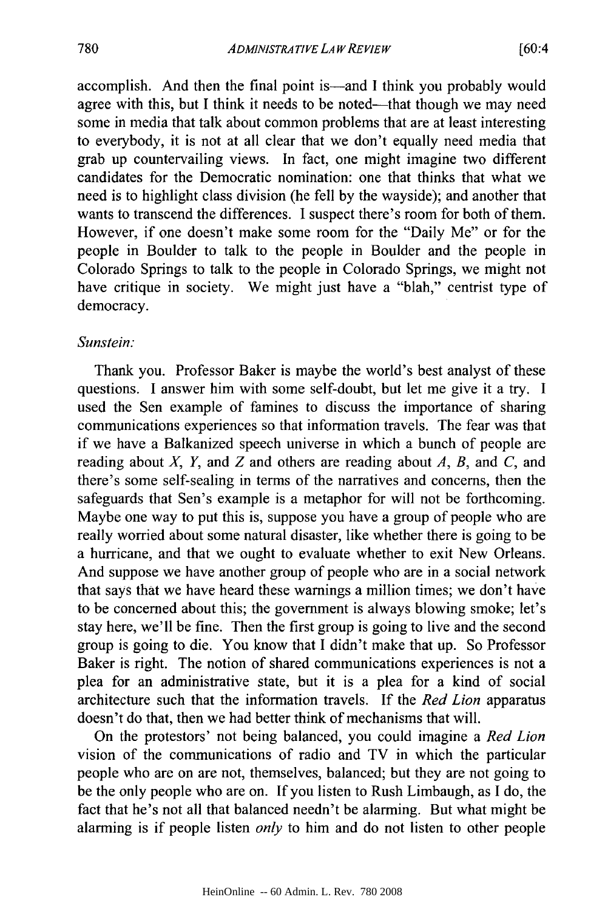accomplish. And then the final point is—and I think you probably would agree with this, but I think it needs to be noted—that though we may need some in media that talk about common problems that are at least interesting to everybody, it is not at all clear that we don't equally need media that grab up countervailing views. In fact, one might imagine two different candidates for the Democratic nomination: one that thinks that what we need is to highlight class division (he fell by the wayside); and another that wants to transcend the differences. I suspect there's room for both of them. However, if one doesn't make some room for the "Daily Me" or for the people in Boulder to talk to the people in Boulder and the people in Colorado Springs to talk to the people in Colorado Springs, we might not have critique in society. We might just have a "blah," centrist type of democracy.

*Sunstein:*

Thank you. Professor Baker is maybe the world's best analyst of these questions. I answer him with some self-doubt, but let me give it a try. I used the Sen example of famines to discuss the importance of sharing communications experiences so that information travels. The fear was that if we have a Balkanized speech universe in which a bunch of people are reading about *X*, *Y*, and *Z* and others are reading about *A*, *B*, and *C*, and there's some self-sealing in terms of the narratives and concerns, then the safeguards that Sen's example is a metaphor for will not be forthcoming. Maybe one way to put this is, suppose you have a group of people who are really worried about some natural disaster, like whether there is going to be a hurricane, and that we ought to evaluate whether to exit New Orleans. And suppose we have another group of people who are in a social network that says that we have heard these warnings a million times; we don't have to be concerned about this; the government is always blowing smoke; let's stay here, we'll be fine. Then the first group is going to live and the second group is going to die. You know that I didn't make that up. So Professor Baker is right. The notion of shared communications experiences is not a plea for an administrative state, but it is a plea for a kind of social architecture such that the information travels. If the *Red Lion* apparatus doesn't do that, then we had better think of mechanisms that will.

On the protestors' not being balanced, you could imagine a *Red Lion* vision of the communications of radio and TV in which the particular people who are on are not, themselves, balanced; but they are not going to be the only people who are on. If you listen to Rush Limbaugh, as I do, the fact that he's not all that balanced needn't be alarming. But what might be alarming is if people listen *only* to him and do not listen to other people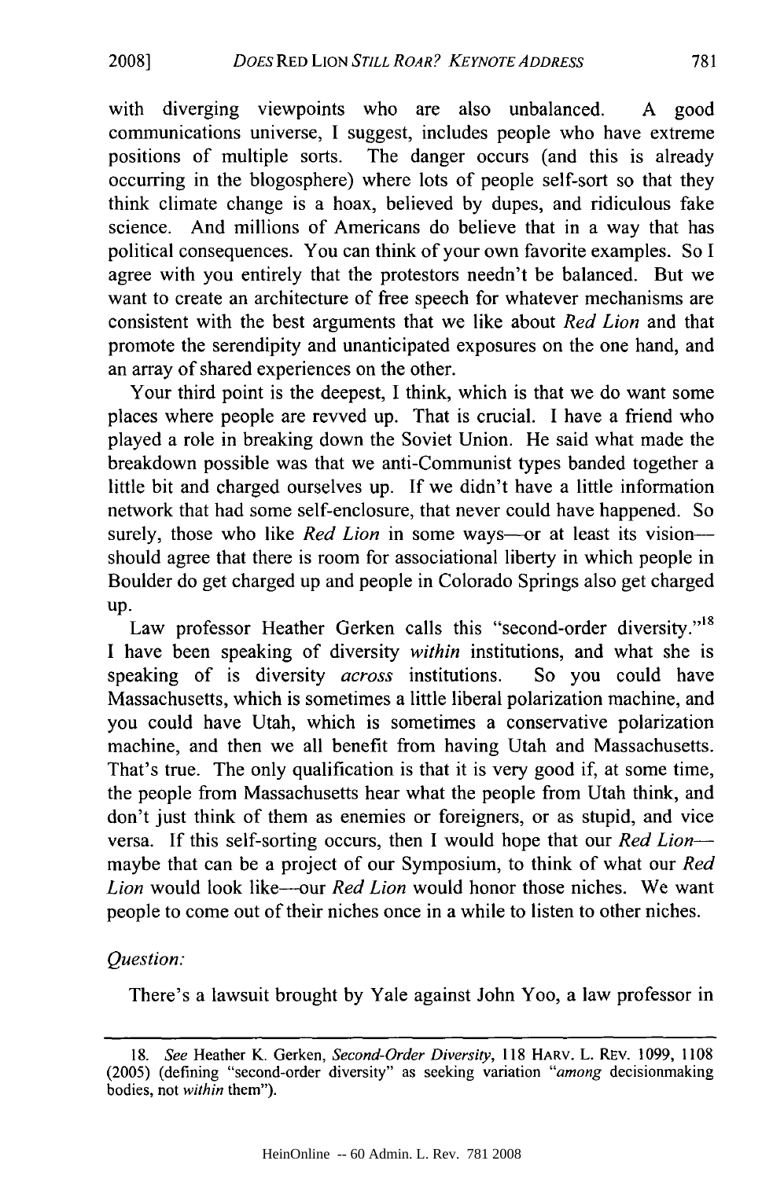with diverging viewpoints who are also unbalanced. A good communications universe, I suggest, includes people who have extreme positions of multiple sorts. The danger occurs (and this is already occurring in the blogosphere) where lots of people self-sort so that they think climate change is a hoax, believed by dupes, and ridiculous fake science. And millions of Americans do believe that in a way that has political consequences. You can think of your own favorite examples. So I agree with you entirely that the protestors needn't be balanced. But we want to create an architecture of free speech for whatever mechanisms are consistent with the best arguments that we like about *Red Lion* and that promote the serendipity and unanticipated exposures on the one hand, and an array of shared experiences on the other.

Your third point is the deepest, I think, which is that we do want some places where people are revved up. That is crucial. I have a friend who played a role in breaking down the Soviet Union. He said what made the breakdown possible was that we anti-Communist types banded together a little bit and charged ourselves up. If we didn't have a little information network that had some self-enclosure, that never could have happened. So surely, those who like *Red Lion* in some ways—or at least its vision—should agree that there is room for associational liberty in which people in Boulder do get charged up and people in Colorado Springs also get charged up.

Law professor Heather Gerken calls this "second-order diversity."[18] I have been speaking of diversity *within* institutions, and what she is speaking of is diversity *across* institutions. So you could have Massachusetts, which is sometimes a little liberal polarization machine, and you could have Utah, which is sometimes a conservative polarization machine, and then we all benefit from having Utah and Massachusetts. That's true. The only qualification is that it is very good if, at some time, the people from Massachusetts hear what the people from Utah think, and don't just think of them as enemies or foreigners, or as stupid, and vice versa. If this self-sorting occurs, then I would hope that our *Red Lion*—maybe that can be a project of our Symposium, to think of what our *Red Lion* would look like—our *Red Lion* would honor those niches. We want people to come out of their niches once in a while to listen to other niches.

*Question:*

There's a lawsuit brought by Yale against John Yoo, a law professor in

---

18. *See* Heather K. Gerken, *Second-Order Diversity*, 118 HARV. L. REV. 1099, 1108 (2005) (defining "second-order diversity" as seeking variation "*among* decisionmaking bodies, not *within* them").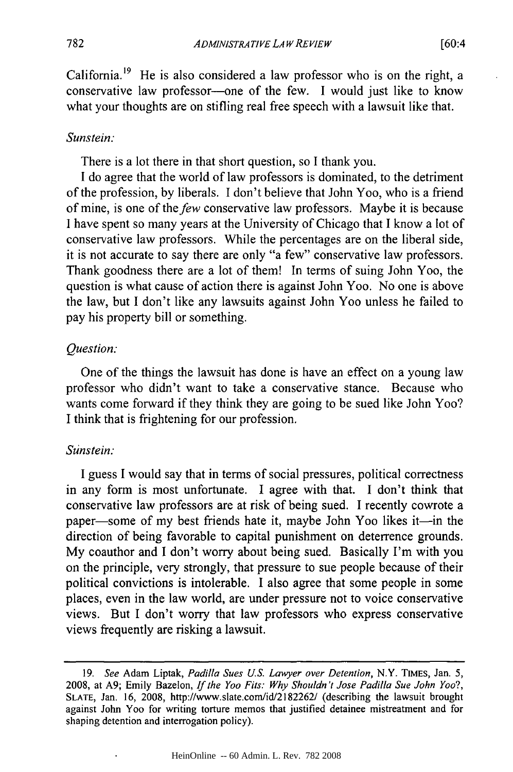California.[19] He is also considered a law professor who is on the right, a conservative law professor—one of the few. I would just like to know what your thoughts are on stifling real free speech with a lawsuit like that.

*Sunstein:*

There is a lot there in that short question, so I thank you.

I do agree that the world of law professors is dominated, to the detriment of the profession, by liberals. I don't believe that John Yoo, who is a friend of mine, is one of the *few* conservative law professors. Maybe it is because I have spent so many years at the University of Chicago that I know a lot of conservative law professors. While the percentages are on the liberal side, it is not accurate to say there are only "a few" conservative law professors. Thank goodness there are a lot of them! In terms of suing John Yoo, the question is what cause of action there is against John Yoo. No one is above the law, but I don't like any lawsuits against John Yoo unless he failed to pay his property bill or something.

*Question:*

One of the things the lawsuit has done is have an effect on a young law professor who didn't want to take a conservative stance. Because who wants come forward if they think they are going to be sued like John Yoo? I think that is frightening for our profession.

*Sunstein:*

I guess I would say that in terms of social pressures, political correctness in any form is most unfortunate. I agree with that. I don't think that conservative law professors are at risk of being sued. I recently cowrote a paper—some of my best friends hate it, maybe John Yoo likes it—in the direction of being favorable to capital punishment on deterrence grounds. My coauthor and I don't worry about being sued. Basically I'm with you on the principle, very strongly, that pressure to sue people because of their political convictions is intolerable. I also agree that some people in some places, even in the law world, are under pressure not to voice conservative views. But I don't worry that law professors who express conservative views frequently are risking a lawsuit.

---

19. *See* Adam Liptak, *Padilla Sues U.S. Lawyer over Detention*, N.Y. TIMES, Jan. 5, 2008, at A9; Emily Bazelon, *If the Yoo Fits: Why Shouldn't Jose Padilla Sue John Yoo?*, SLATE, Jan. 16, 2008, http://www.slate.com/id/2182262/ (describing the lawsuit brought against John Yoo for writing torture memos that justified detainee mistreatment and for shaping detention and interrogation policy).